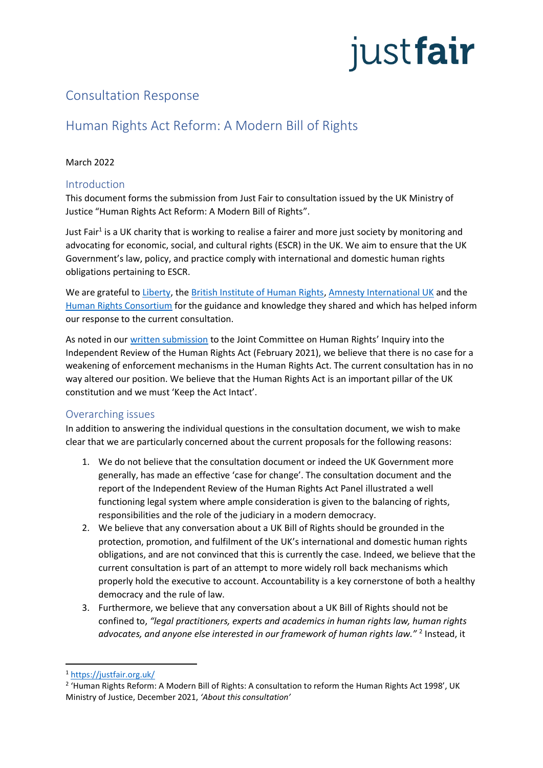# justfair

## Consultation Response

## Human Rights Act Reform: A Modern Bill of Rights

March 2022

### Introduction

This document forms the submission from Just Fair to consultation issued by the UK Ministry of Justice "Human Rights Act Reform: A Modern Bill of Rights".

Just Fair[1] is a UK charity that is working to realise a fairer and more just society by monitoring and advocating for economic, social, and cultural rights (ESCR) in the UK. We aim to ensure that the UK Government's law, policy, and practice comply with international and domestic human rights obligations pertaining to ESCR.

We are grateful to Liberty, the British Institute of Human Rights, Amnesty International UK and the Human Rights Consortium for the guidance and knowledge they shared and which has helped inform our response to the current consultation.

As noted in our written submission to the Joint Committee on Human Rights' Inquiry into the Independent Review of the Human Rights Act (February 2021), we believe that there is no case for a weakening of enforcement mechanisms in the Human Rights Act. The current consultation has in no way altered our position. We believe that the Human Rights Act is an important pillar of the UK constitution and we must 'Keep the Act Intact'.

### Overarching issues

In addition to answering the individual questions in the consultation document, we wish to make clear that we are particularly concerned about the current proposals for the following reasons:

1. We do not believe that the consultation document or indeed the UK Government more generally, has made an effective 'case for change'. The consultation document and the report of the Independent Review of the Human Rights Act Panel illustrated a well functioning legal system where ample consideration is given to the balancing of rights, responsibilities and the role of the judiciary in a modern democracy.
2. We believe that any conversation about a UK Bill of Rights should be grounded in the protection, promotion, and fulfilment of the UK's international and domestic human rights obligations, and are not convinced that this is currently the case. Indeed, we believe that the current consultation is part of an attempt to more widely roll back mechanisms which properly hold the executive to account. Accountability is a key cornerstone of both a healthy democracy and the rule of law.
3. Furthermore, we believe that any conversation about a UK Bill of Rights should not be confined to, ***"legal practitioners, experts and academics in human rights law, human rights advocates, and anyone else interested in our framework of human rights law."*** [2] Instead, it

---

[1] https://justfair.org.uk/

[2] 'Human Rights Reform: A Modern Bill of Rights: A consultation to reform the Human Rights Act 1998', UK Ministry of Justice, December 2021, *'About this consultation'*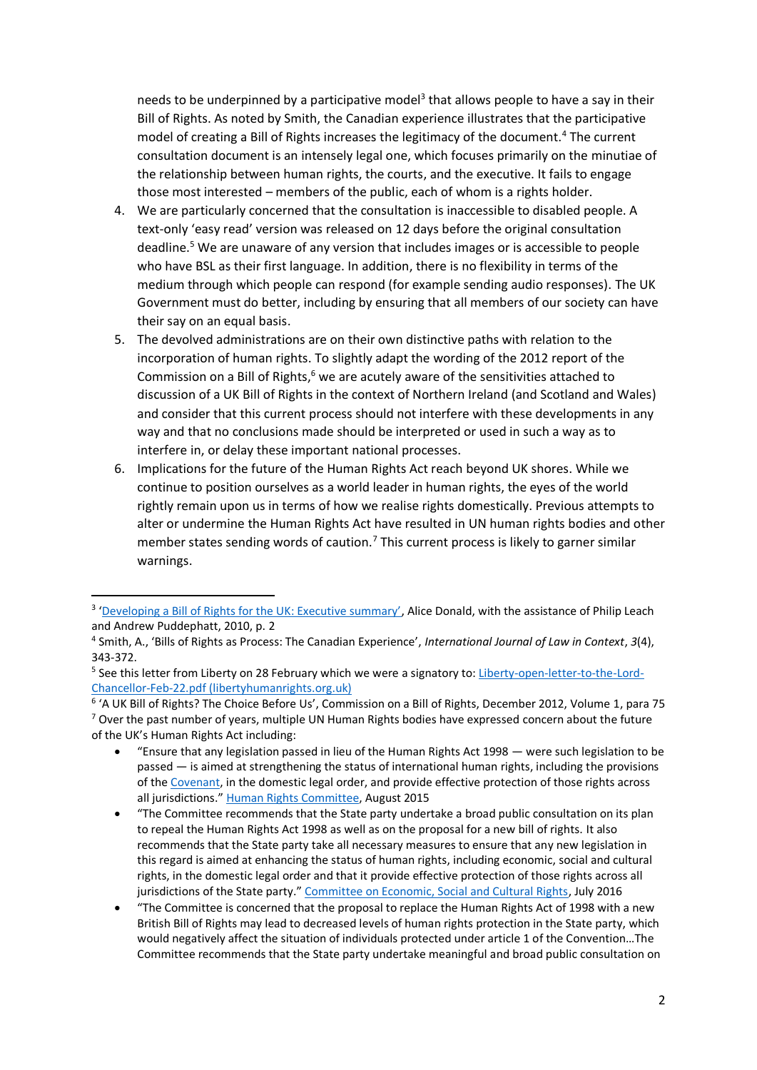needs to be underpinned by a participative model[3] that allows people to have a say in their Bill of Rights. As noted by Smith, the Canadian experience illustrates that the participative model of creating a Bill of Rights increases the legitimacy of the document.[4] The current consultation document is an intensely legal one, which focuses primarily on the minutiae of the relationship between human rights, the courts, and the executive. It fails to engage those most interested – members of the public, each of whom is a rights holder.

4. We are particularly concerned that the consultation is inaccessible to disabled people. A text-only 'easy read' version was released on 12 days before the original consultation deadline.[5] We are unaware of any version that includes images or is accessible to people who have BSL as their first language. In addition, there is no flexibility in terms of the medium through which people can respond (for example sending audio responses). The UK Government must do better, including by ensuring that all members of our society can have their say on an equal basis.
5. The devolved administrations are on their own distinctive paths with relation to the incorporation of human rights. To slightly adapt the wording of the 2012 report of the Commission on a Bill of Rights,[6] we are acutely aware of the sensitivities attached to discussion of a UK Bill of Rights in the context of Northern Ireland (and Scotland and Wales) and consider that this current process should not interfere with these developments in any way and that no conclusions made should be interpreted or used in such a way as to interfere in, or delay these important national processes.
6. Implications for the future of the Human Rights Act reach beyond UK shores. While we continue to position ourselves as a world leader in human rights, the eyes of the world rightly remain upon us in terms of how we realise rights domestically. Previous attempts to alter or undermine the Human Rights Act have resulted in UN human rights bodies and other member states sending words of caution.[7] This current process is likely to garner similar warnings.

---

[3] 'Developing a Bill of Rights for the UK: Executive summary', Alice Donald, with the assistance of Philip Leach and Andrew Puddephatt, 2010, p. 2

[4] Smith, A., 'Bills of Rights as Process: The Canadian Experience', *International Journal of Law in Context*, *3*(4), 343-372.

[5] See this letter from Liberty on 28 February which we were a signatory to: Liberty-open-letter-to-the-Lord-Chancellor-Feb-22.pdf (libertyhumanrights.org.uk)

[6] 'A UK Bill of Rights? The Choice Before Us', Commission on a Bill of Rights, December 2012, Volume 1, para 75

[7] Over the past number of years, multiple UN Human Rights bodies have expressed concern about the future of the UK's Human Rights Act including:

- "Ensure that any legislation passed in lieu of the Human Rights Act 1998 — were such legislation to be passed — is aimed at strengthening the status of international human rights, including the provisions of the Covenant, in the domestic legal order, and provide effective protection of those rights across all jurisdictions." Human Rights Committee, August 2015
- "The Committee recommends that the State party undertake a broad public consultation on its plan to repeal the Human Rights Act 1998 as well as on the proposal for a new bill of rights. It also recommends that the State party take all necessary measures to ensure that any new legislation in this regard is aimed at enhancing the status of human rights, including economic, social and cultural rights, in the domestic legal order and that it provide effective protection of those rights across all jurisdictions of the State party." Committee on Economic, Social and Cultural Rights, July 2016
- "The Committee is concerned that the proposal to replace the Human Rights Act of 1998 with a new British Bill of Rights may lead to decreased levels of human rights protection in the State party, which would negatively affect the situation of individuals protected under article 1 of the Convention…The Committee recommends that the State party undertake meaningful and broad public consultation on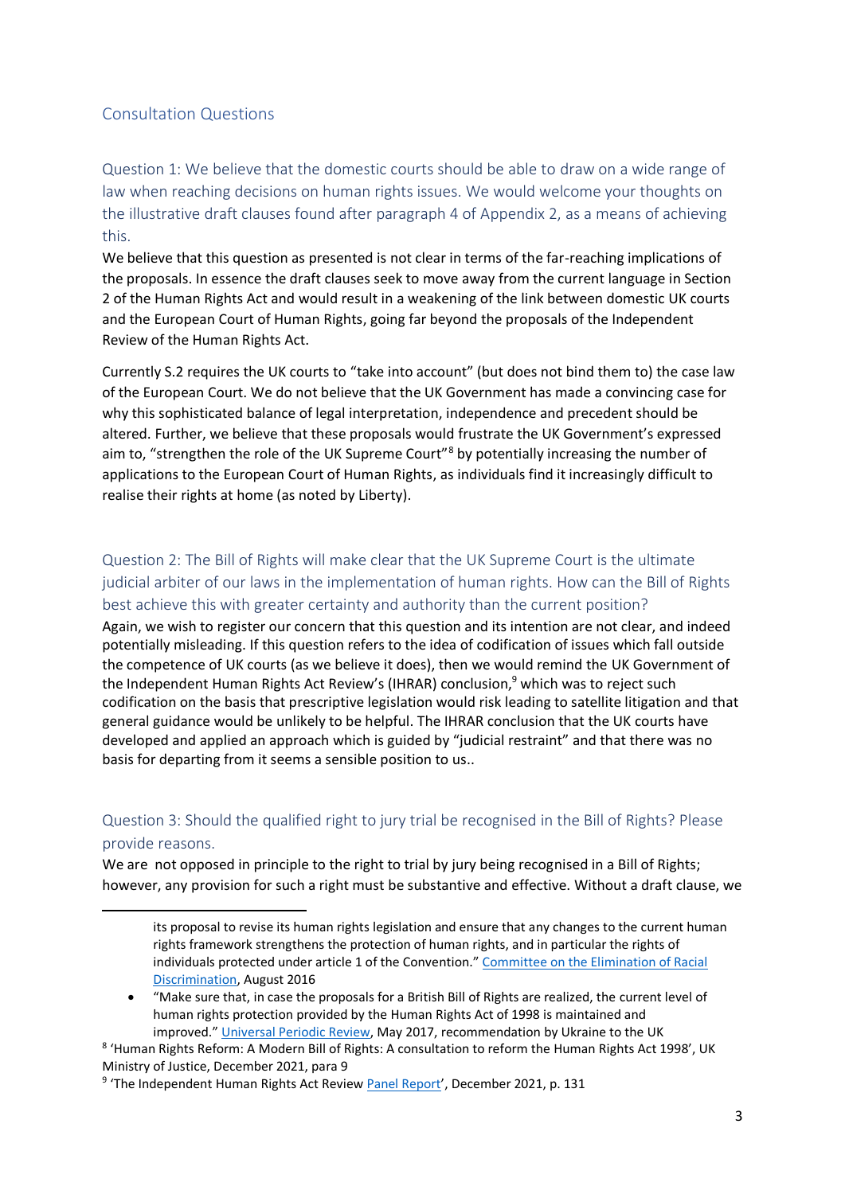## Consultation Questions

### Question 1: We believe that the domestic courts should be able to draw on a wide range of law when reaching decisions on human rights issues. We would welcome your thoughts on the illustrative draft clauses found after paragraph 4 of Appendix 2, as a means of achieving this.

We believe that this question as presented is not clear in terms of the far-reaching implications of the proposals. In essence the draft clauses seek to move away from the current language in Section 2 of the Human Rights Act and would result in a weakening of the link between domestic UK courts and the European Court of Human Rights, going far beyond the proposals of the Independent Review of the Human Rights Act.

Currently S.2 requires the UK courts to "take into account" (but does not bind them to) the case law of the European Court. We do not believe that the UK Government has made a convincing case for why this sophisticated balance of legal interpretation, independence and precedent should be altered. Further, we believe that these proposals would frustrate the UK Government's expressed aim to, "strengthen the role of the UK Supreme Court"[8] by potentially increasing the number of applications to the European Court of Human Rights, as individuals find it increasingly difficult to realise their rights at home (as noted by Liberty).

### Question 2: The Bill of Rights will make clear that the UK Supreme Court is the ultimate judicial arbiter of our laws in the implementation of human rights. How can the Bill of Rights best achieve this with greater certainty and authority than the current position?

Again, we wish to register our concern that this question and its intention are not clear, and indeed potentially misleading. If this question refers to the idea of codification of issues which fall outside the competence of UK courts (as we believe it does), then we would remind the UK Government of the Independent Human Rights Act Review's (IHRAR) conclusion,[9] which was to reject such codification on the basis that prescriptive legislation would risk leading to satellite litigation and that general guidance would be unlikely to be helpful. The IHRAR conclusion that the UK courts have developed and applied an approach which is guided by "judicial restraint" and that there was no basis for departing from it seems a sensible position to us..

### Question 3: Should the qualified right to jury trial be recognised in the Bill of Rights? Please provide reasons.

We are not opposed in principle to the right to trial by jury being recognised in a Bill of Rights; however, any provision for such a right must be substantive and effective. Without a draft clause, we

---

its proposal to revise its human rights legislation and ensure that any changes to the current human rights framework strengthens the protection of human rights, and in particular the rights of individuals protected under article 1 of the Convention." [Committee on the Elimination of Racial Discrimination](), August 2016

- "Make sure that, in case the proposals for a British Bill of Rights are realized, the current level of human rights protection provided by the Human Rights Act of 1998 is maintained and improved." [Universal Periodic Review](), May 2017, recommendation by Ukraine to the UK

[8] 'Human Rights Reform: A Modern Bill of Rights: A consultation to reform the Human Rights Act 1998', UK Ministry of Justice, December 2021, para 9

[9] 'The Independent Human Rights Act Review [Panel Report]()', December 2021, p. 131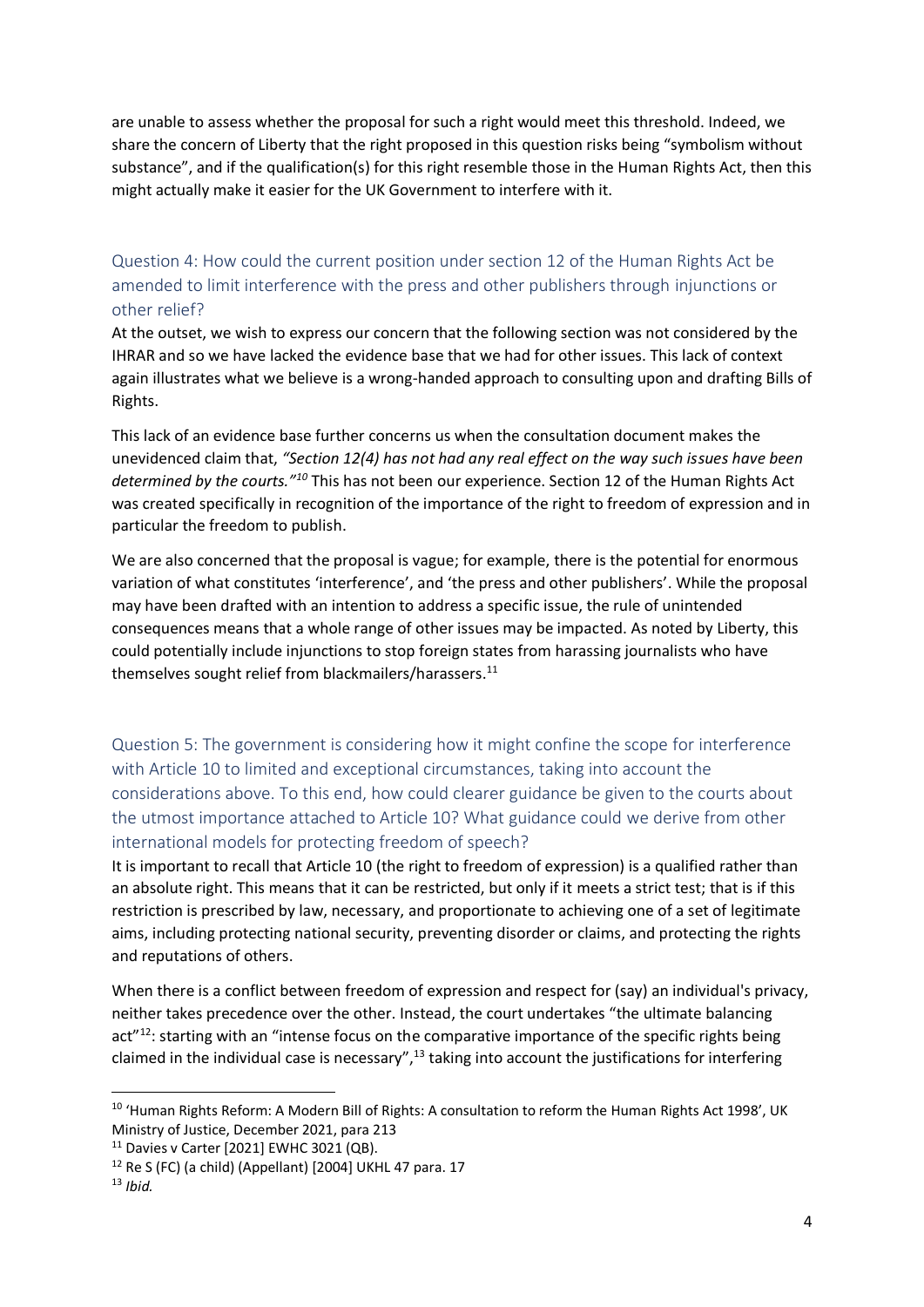are unable to assess whether the proposal for such a right would meet this threshold. Indeed, we share the concern of Liberty that the right proposed in this question risks being "symbolism without substance", and if the qualification(s) for this right resemble those in the Human Rights Act, then this might actually make it easier for the UK Government to interfere with it.

### Question 4: How could the current position under section 12 of the Human Rights Act be amended to limit interference with the press and other publishers through injunctions or other relief?

At the outset, we wish to express our concern that the following section was not considered by the IHRAR and so we have lacked the evidence base that we had for other issues. This lack of context again illustrates what we believe is a wrong-handed approach to consulting upon and drafting Bills of Rights.

This lack of an evidence base further concerns us when the consultation document makes the unevidenced claim that, *"Section 12(4) has not had any real effect on the way such issues have been determined by the courts."*[10] This has not been our experience. Section 12 of the Human Rights Act was created specifically in recognition of the importance of the right to freedom of expression and in particular the freedom to publish.

We are also concerned that the proposal is vague; for example, there is the potential for enormous variation of what constitutes 'interference', and 'the press and other publishers'. While the proposal may have been drafted with an intention to address a specific issue, the rule of unintended consequences means that a whole range of other issues may be impacted. As noted by Liberty, this could potentially include injunctions to stop foreign states from harassing journalists who have themselves sought relief from blackmailers/harassers.[11]

### Question 5: The government is considering how it might confine the scope for interference with Article 10 to limited and exceptional circumstances, taking into account the considerations above. To this end, how could clearer guidance be given to the courts about the utmost importance attached to Article 10? What guidance could we derive from other international models for protecting freedom of speech?

It is important to recall that Article 10 (the right to freedom of expression) is a qualified rather than an absolute right. This means that it can be restricted, but only if it meets a strict test; that is if this restriction is prescribed by law, necessary, and proportionate to achieving one of a set of legitimate aims, including protecting national security, preventing disorder or claims, and protecting the rights and reputations of others.

When there is a conflict between freedom of expression and respect for (say) an individual's privacy, neither takes precedence over the other. Instead, the court undertakes "the ultimate balancing act"[12]: starting with an "intense focus on the comparative importance of the specific rights being claimed in the individual case is necessary",[13] taking into account the justifications for interfering

---

[10] 'Human Rights Reform: A Modern Bill of Rights: A consultation to reform the Human Rights Act 1998', UK Ministry of Justice, December 2021, para 213

[11] Davies v Carter [2021] EWHC 3021 (QB).

[12] Re S (FC) (a child) (Appellant) [2004] UKHL 47 para. 17

[13] *Ibid.*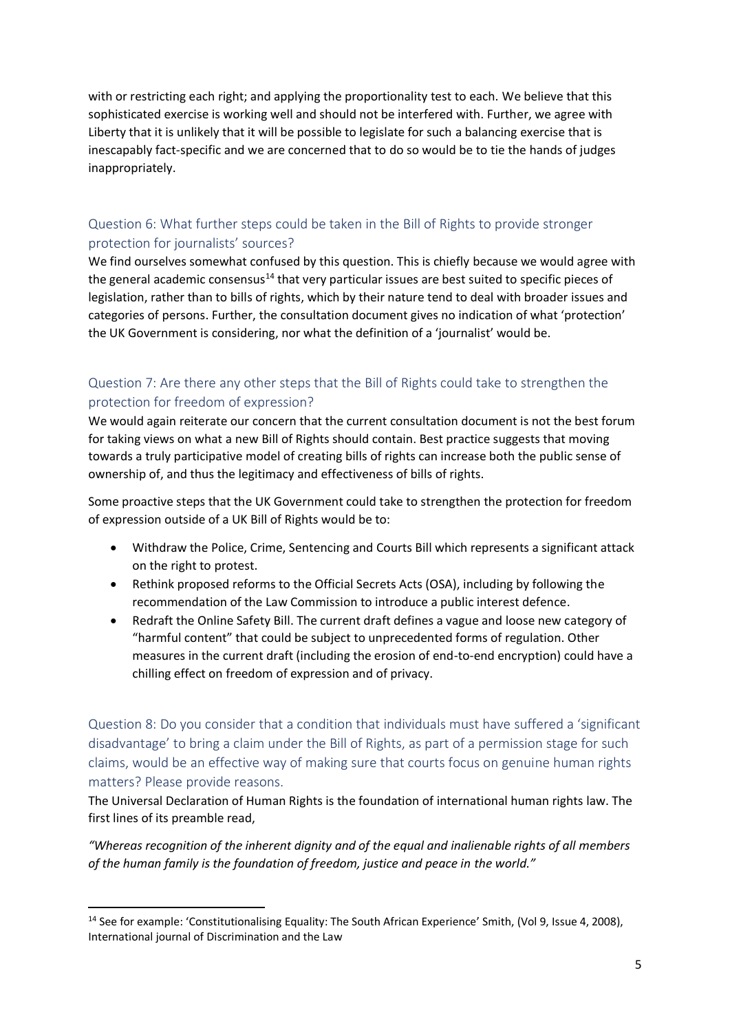with or restricting each right; and applying the proportionality test to each. We believe that this sophisticated exercise is working well and should not be interfered with. Further, we agree with Liberty that it is unlikely that it will be possible to legislate for such a balancing exercise that is inescapably fact-specific and we are concerned that to do so would be to tie the hands of judges inappropriately.

### Question 6: What further steps could be taken in the Bill of Rights to provide stronger protection for journalists' sources?

We find ourselves somewhat confused by this question. This is chiefly because we would agree with the general academic consensus[14] that very particular issues are best suited to specific pieces of legislation, rather than to bills of rights, which by their nature tend to deal with broader issues and categories of persons. Further, the consultation document gives no indication of what 'protection' the UK Government is considering, nor what the definition of a 'journalist' would be.

### Question 7: Are there any other steps that the Bill of Rights could take to strengthen the protection for freedom of expression?

We would again reiterate our concern that the current consultation document is not the best forum for taking views on what a new Bill of Rights should contain. Best practice suggests that moving towards a truly participative model of creating bills of rights can increase both the public sense of ownership of, and thus the legitimacy and effectiveness of bills of rights.

Some proactive steps that the UK Government could take to strengthen the protection for freedom of expression outside of a UK Bill of Rights would be to:

- Withdraw the Police, Crime, Sentencing and Courts Bill which represents a significant attack on the right to protest.
- Rethink proposed reforms to the Official Secrets Acts (OSA), including by following the recommendation of the Law Commission to introduce a public interest defence.
- Redraft the Online Safety Bill. The current draft defines a vague and loose new category of "harmful content" that could be subject to unprecedented forms of regulation. Other measures in the current draft (including the erosion of end-to-end encryption) could have a chilling effect on freedom of expression and of privacy.

### Question 8: Do you consider that a condition that individuals must have suffered a 'significant disadvantage' to bring a claim under the Bill of Rights, as part of a permission stage for such claims, would be an effective way of making sure that courts focus on genuine human rights matters? Please provide reasons.

The Universal Declaration of Human Rights is the foundation of international human rights law. The first lines of its preamble read,

*"Whereas recognition of the inherent dignity and of the equal and inalienable rights of all members of the human family is the foundation of freedom, justice and peace in the world."*

---

[14] See for example: 'Constitutionalising Equality: The South African Experience' Smith, (Vol 9, Issue 4, 2008), International journal of Discrimination and the Law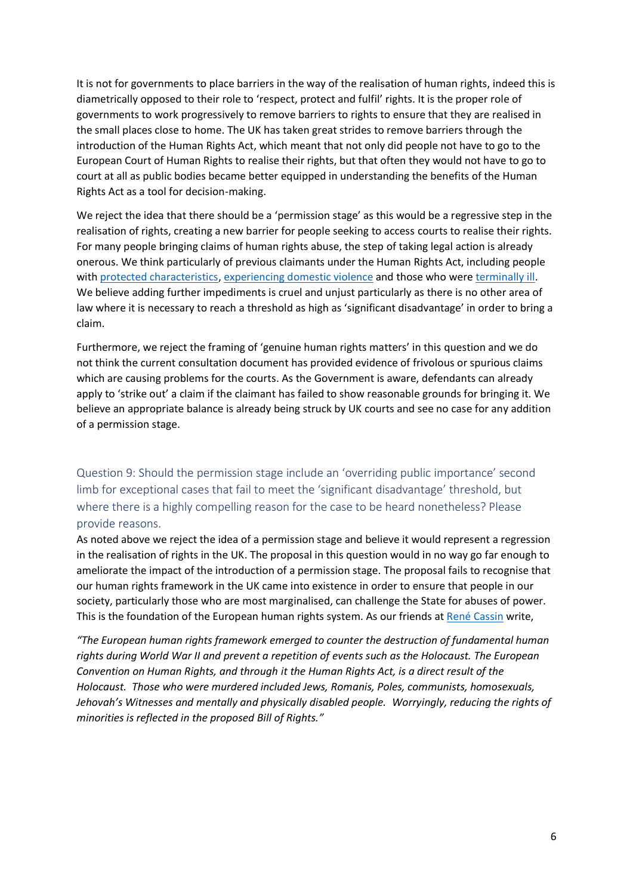It is not for governments to place barriers in the way of the realisation of human rights, indeed this is diametrically opposed to their role to 'respect, protect and fulfil' rights. It is the proper role of governments to work progressively to remove barriers to rights to ensure that they are realised in the small places close to home. The UK has taken great strides to remove barriers through the introduction of the Human Rights Act, which meant that not only did people not have to go to the European Court of Human Rights to realise their rights, but that often they would not have to go to court at all as public bodies became better equipped in understanding the benefits of the Human Rights Act as a tool for decision-making.

We reject the idea that there should be a 'permission stage' as this would be a regressive step in the realisation of rights, creating a new barrier for people seeking to access courts to realise their rights. For many people bringing claims of human rights abuse, the step of taking legal action is already onerous. We think particularly of previous claimants under the Human Rights Act, including people with protected characteristics, experiencing domestic violence and those who were terminally ill. We believe adding further impediments is cruel and unjust particularly as there is no other area of law where it is necessary to reach a threshold as high as 'significant disadvantage' in order to bring a claim.

Furthermore, we reject the framing of 'genuine human rights matters' in this question and we do not think the current consultation document has provided evidence of frivolous or spurious claims which are causing problems for the courts. As the Government is aware, defendants can already apply to 'strike out' a claim if the claimant has failed to show reasonable grounds for bringing it. We believe an appropriate balance is already being struck by UK courts and see no case for any addition of a permission stage.

## Question 9: Should the permission stage include an 'overriding public importance' second limb for exceptional cases that fail to meet the 'significant disadvantage' threshold, but where there is a highly compelling reason for the case to be heard nonetheless? Please provide reasons.

As noted above we reject the idea of a permission stage and believe it would represent a regression in the realisation of rights in the UK. The proposal in this question would in no way go far enough to ameliorate the impact of the introduction of a permission stage. The proposal fails to recognise that our human rights framework in the UK came into existence in order to ensure that people in our society, particularly those who are most marginalised, can challenge the State for abuses of power. This is the foundation of the European human rights system. As our friends at René Cassin write,

*"The European human rights framework emerged to counter the destruction of fundamental human rights during World War II and prevent a repetition of events such as the Holocaust. The European Convention on Human Rights, and through it the Human Rights Act, is a direct result of the Holocaust. Those who were murdered included Jews, Romanis, Poles, communists, homosexuals, Jehovah's Witnesses and mentally and physically disabled people. Worryingly, reducing the rights of minorities is reflected in the proposed Bill of Rights."*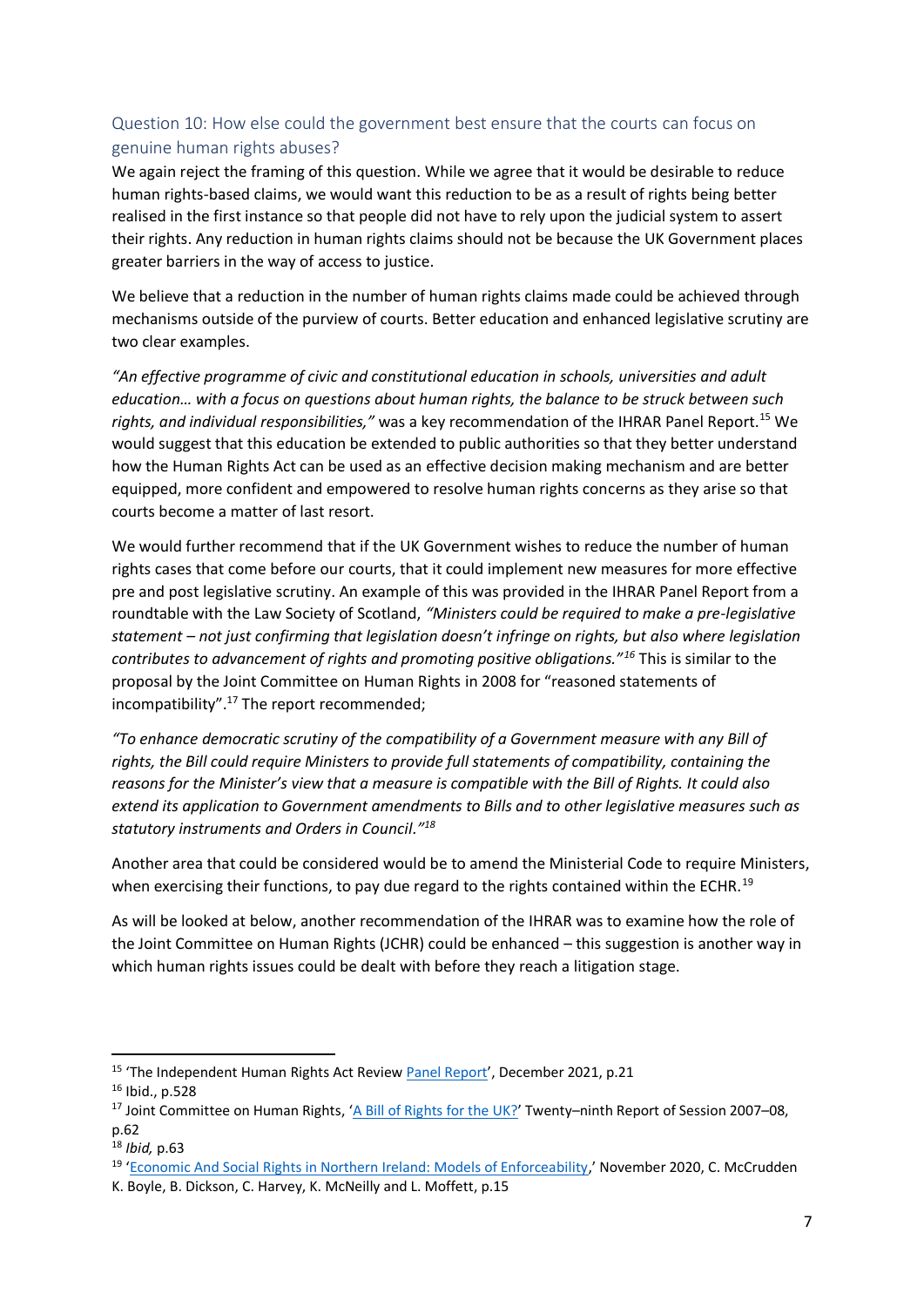## Question 10: How else could the government best ensure that the courts can focus on genuine human rights abuses?

We again reject the framing of this question. While we agree that it would be desirable to reduce human rights-based claims, we would want this reduction to be as a result of rights being better realised in the first instance so that people did not have to rely upon the judicial system to assert their rights. Any reduction in human rights claims should not be because the UK Government places greater barriers in the way of access to justice.

We believe that a reduction in the number of human rights claims made could be achieved through mechanisms outside of the purview of courts. Better education and enhanced legislative scrutiny are two clear examples.

*"An effective programme of civic and constitutional education in schools, universities and adult education… with a focus on questions about human rights, the balance to be struck between such rights, and individual responsibilities,"* was a key recommendation of the IHRAR Panel Report.[15] We would suggest that this education be extended to public authorities so that they better understand how the Human Rights Act can be used as an effective decision making mechanism and are better equipped, more confident and empowered to resolve human rights concerns as they arise so that courts become a matter of last resort.

We would further recommend that if the UK Government wishes to reduce the number of human rights cases that come before our courts, that it could implement new measures for more effective pre and post legislative scrutiny. An example of this was provided in the IHRAR Panel Report from a roundtable with the Law Society of Scotland, *"Ministers could be required to make a pre-legislative statement – not just confirming that legislation doesn't infringe on rights, but also where legislation contributes to advancement of rights and promoting positive obligations."*[16] This is similar to the proposal by the Joint Committee on Human Rights in 2008 for "reasoned statements of incompatibility".[17] The report recommended;

*"To enhance democratic scrutiny of the compatibility of a Government measure with any Bill of rights, the Bill could require Ministers to provide full statements of compatibility, containing the reasons for the Minister's view that a measure is compatible with the Bill of Rights. It could also extend its application to Government amendments to Bills and to other legislative measures such as statutory instruments and Orders in Council."*[18]

Another area that could be considered would be to amend the Ministerial Code to require Ministers, when exercising their functions, to pay due regard to the rights contained within the ECHR.[19]

As will be looked at below, another recommendation of the IHRAR was to examine how the role of the Joint Committee on Human Rights (JCHR) could be enhanced – this suggestion is another way in which human rights issues could be dealt with before they reach a litigation stage.

---

[15] 'The Independent Human Rights Act Review Panel Report', December 2021, p.21

[16] Ibid., p.528

[17] Joint Committee on Human Rights, 'A Bill of Rights for the UK?' Twenty–ninth Report of Session 2007–08, p.62

[18] *Ibid,* p.63

[19] 'Economic And Social Rights in Northern Ireland: Models of Enforceability,' November 2020, C. McCrudden K. Boyle, B. Dickson, C. Harvey, K. McNeilly and L. Moffett, p.15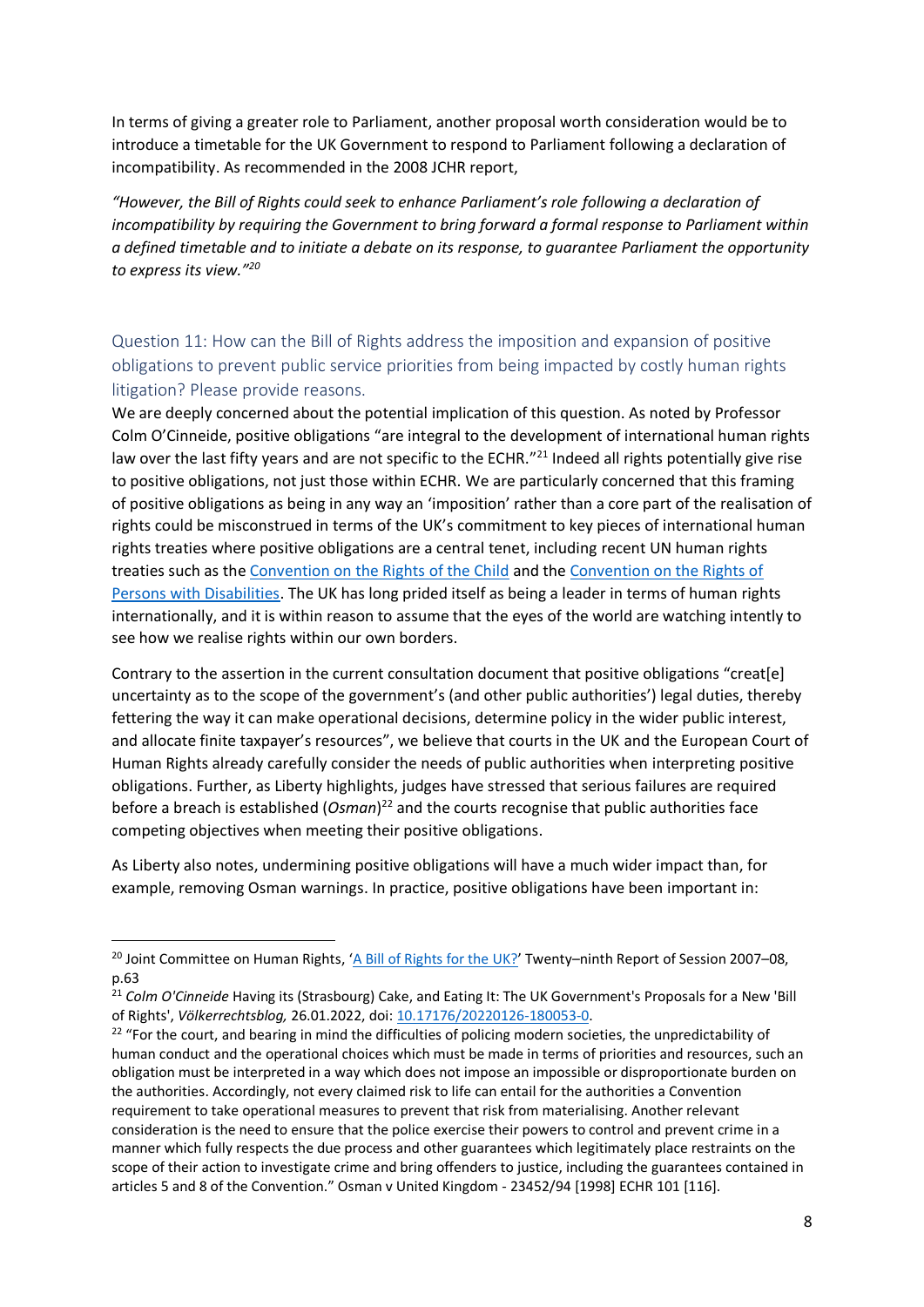In terms of giving a greater role to Parliament, another proposal worth consideration would be to introduce a timetable for the UK Government to respond to Parliament following a declaration of incompatibility. As recommended in the 2008 JCHR report,

*"However, the Bill of Rights could seek to enhance Parliament's role following a declaration of incompatibility by requiring the Government to bring forward a formal response to Parliament within a defined timetable and to initiate a debate on its response, to guarantee Parliament the opportunity to express its view."*[20]

## Question 11: How can the Bill of Rights address the imposition and expansion of positive obligations to prevent public service priorities from being impacted by costly human rights litigation? Please provide reasons.

We are deeply concerned about the potential implication of this question. As noted by Professor Colm O'Cinneide, positive obligations "are integral to the development of international human rights law over the last fifty years and are not specific to the ECHR."[21] Indeed all rights potentially give rise to positive obligations, not just those within ECHR. We are particularly concerned that this framing of positive obligations as being in any way an 'imposition' rather than a core part of the realisation of rights could be misconstrued in terms of the UK's commitment to key pieces of international human rights treaties where positive obligations are a central tenet, including recent UN human rights treaties such as the [Convention on the Rights of the Child]() and the [Convention on the Rights of Persons with Disabilities](). The UK has long prided itself as being a leader in terms of human rights internationally, and it is within reason to assume that the eyes of the world are watching intently to see how we realise rights within our own borders.

Contrary to the assertion in the current consultation document that positive obligations "creat[e] uncertainty as to the scope of the government's (and other public authorities') legal duties, thereby fettering the way it can make operational decisions, determine policy in the wider public interest, and allocate finite taxpayer's resources", we believe that courts in the UK and the European Court of Human Rights already carefully consider the needs of public authorities when interpreting positive obligations. Further, as Liberty highlights, judges have stressed that serious failures are required before a breach is established (*Osman*)[22] and the courts recognise that public authorities face competing objectives when meeting their positive obligations.

As Liberty also notes, undermining positive obligations will have a much wider impact than, for example, removing Osman warnings. In practice, positive obligations have been important in:

---

[20] Joint Committee on Human Rights, '[A Bill of Rights for the UK?]()' Twenty–ninth Report of Session 2007–08, p.63

[21] *Colm O'Cinneide* Having its (Strasbourg) Cake, and Eating It: The UK Government's Proposals for a New 'Bill of Rights', *Völkerrechtsblog,* 26.01.2022, doi: [10.17176/20220126-180053-0]().

[22] "For the court, and bearing in mind the difficulties of policing modern societies, the unpredictability of human conduct and the operational choices which must be made in terms of priorities and resources, such an obligation must be interpreted in a way which does not impose an impossible or disproportionate burden on the authorities. Accordingly, not every claimed risk to life can entail for the authorities a Convention requirement to take operational measures to prevent that risk from materialising. Another relevant consideration is the need to ensure that the police exercise their powers to control and prevent crime in a manner which fully respects the due process and other guarantees which legitimately place restraints on the scope of their action to investigate crime and bring offenders to justice, including the guarantees contained in articles 5 and 8 of the Convention." Osman v United Kingdom - 23452/94 [1998] ECHR 101 [116].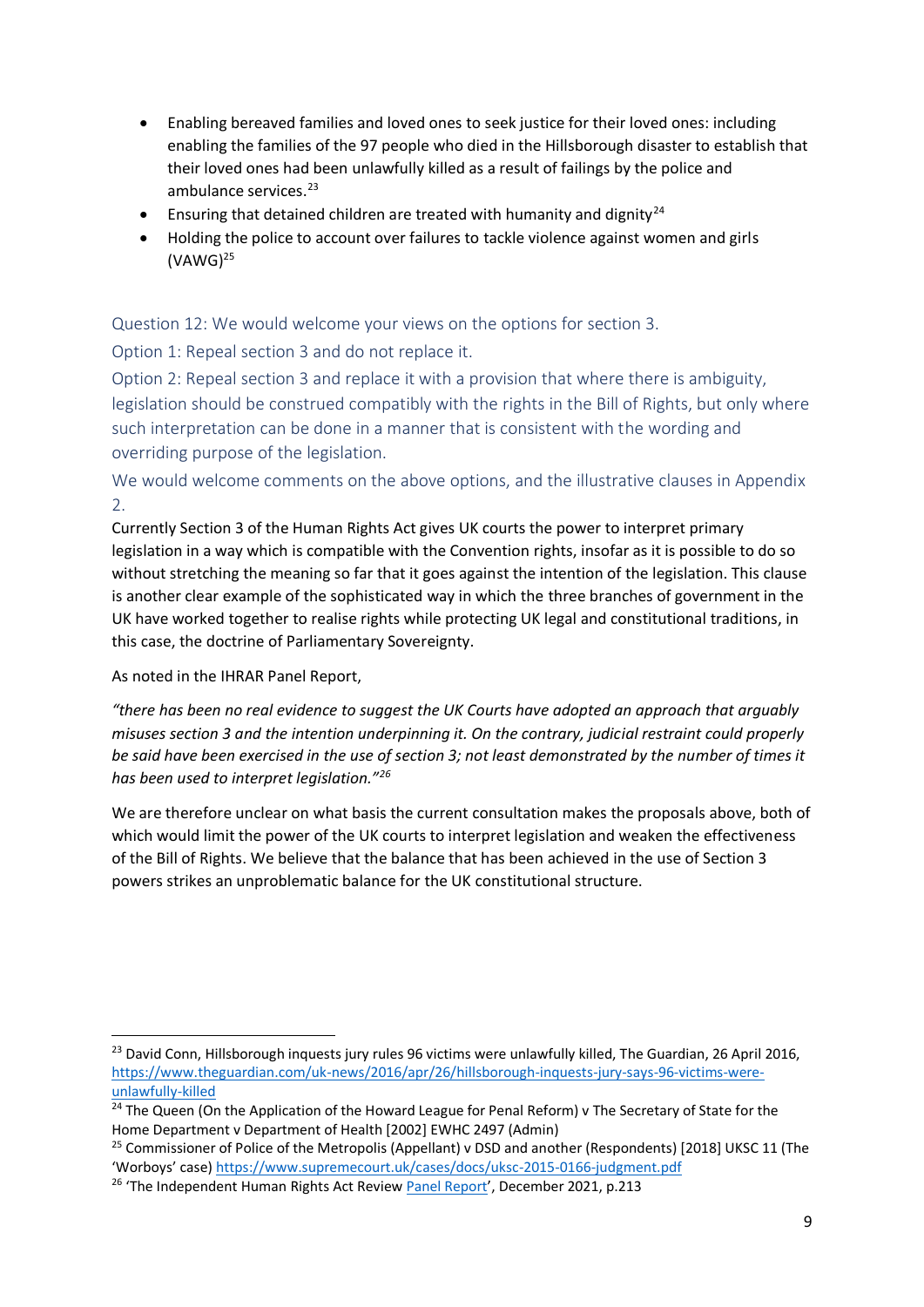- Enabling bereaved families and loved ones to seek justice for their loved ones: including enabling the families of the 97 people who died in the Hillsborough disaster to establish that their loved ones had been unlawfully killed as a result of failings by the police and ambulance services.[23]
- Ensuring that detained children are treated with humanity and dignity[24]
- Holding the police to account over failures to tackle violence against women and girls (VAWG)[25]

### Question 12: We would welcome your views on the options for section 3.

### Option 1: Repeal section 3 and do not replace it.

### Option 2: Repeal section 3 and replace it with a provision that where there is ambiguity, legislation should be construed compatibly with the rights in the Bill of Rights, but only where such interpretation can be done in a manner that is consistent with the wording and overriding purpose of the legislation.

### We would welcome comments on the above options, and the illustrative clauses in Appendix 2.

Currently Section 3 of the Human Rights Act gives UK courts the power to interpret primary legislation in a way which is compatible with the Convention rights, insofar as it is possible to do so without stretching the meaning so far that it goes against the intention of the legislation. This clause is another clear example of the sophisticated way in which the three branches of government in the UK have worked together to realise rights while protecting UK legal and constitutional traditions, in this case, the doctrine of Parliamentary Sovereignty.

As noted in the IHRAR Panel Report,

*"there has been no real evidence to suggest the UK Courts have adopted an approach that arguably misuses section 3 and the intention underpinning it. On the contrary, judicial restraint could properly be said have been exercised in the use of section 3; not least demonstrated by the number of times it has been used to interpret legislation."*[26]

We are therefore unclear on what basis the current consultation makes the proposals above, both of which would limit the power of the UK courts to interpret legislation and weaken the effectiveness of the Bill of Rights. We believe that the balance that has been achieved in the use of Section 3 powers strikes an unproblematic balance for the UK constitutional structure.

---

[23] David Conn, Hillsborough inquests jury rules 96 victims were unlawfully killed, The Guardian, 26 April 2016, https://www.theguardian.com/uk-news/2016/apr/26/hillsborough-inquests-jury-says-96-victims-were-unlawfully-killed

[24] The Queen (On the Application of the Howard League for Penal Reform) v The Secretary of State for the Home Department v Department of Health [2002] EWHC 2497 (Admin)

[25] Commissioner of Police of the Metropolis (Appellant) v DSD and another (Respondents) [2018] UKSC 11 (The 'Worboys' case) https://www.supremecourt.uk/cases/docs/uksc-2015-0166-judgment.pdf

[26] 'The Independent Human Rights Act Review Panel Report', December 2021, p.213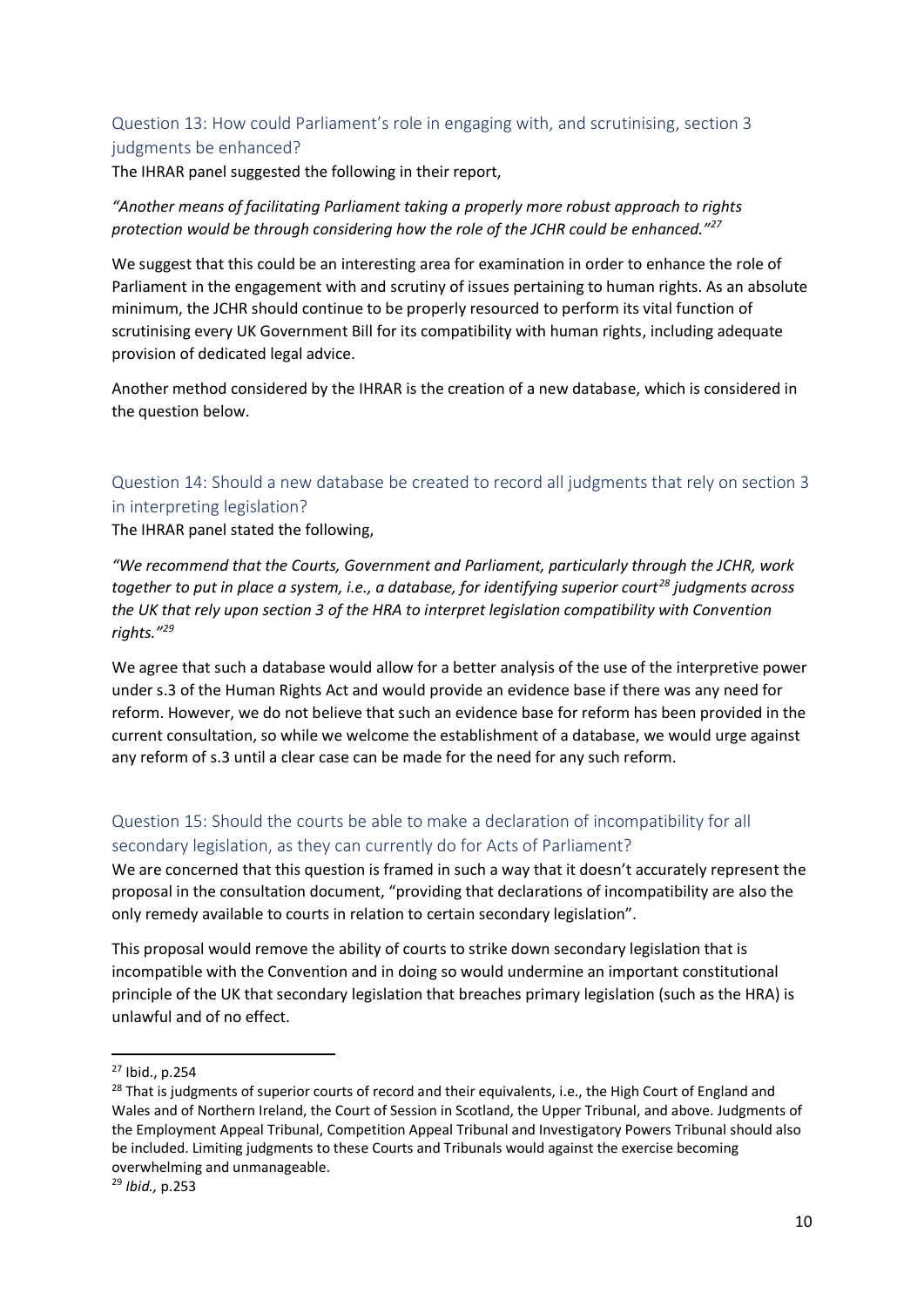## Question 13: How could Parliament's role in engaging with, and scrutinising, section 3 judgments be enhanced?

The IHRAR panel suggested the following in their report,

*"Another means of facilitating Parliament taking a properly more robust approach to rights protection would be through considering how the role of the JCHR could be enhanced."*[27]

We suggest that this could be an interesting area for examination in order to enhance the role of Parliament in the engagement with and scrutiny of issues pertaining to human rights. As an absolute minimum, the JCHR should continue to be properly resourced to perform its vital function of scrutinising every UK Government Bill for its compatibility with human rights, including adequate provision of dedicated legal advice.

Another method considered by the IHRAR is the creation of a new database, which is considered in the question below.

## Question 14: Should a new database be created to record all judgments that rely on section 3 in interpreting legislation?

The IHRAR panel stated the following,

*"We recommend that the Courts, Government and Parliament, particularly through the JCHR, work together to put in place a system, i.e., a database, for identifying superior court*[28] *judgments across the UK that rely upon section 3 of the HRA to interpret legislation compatibility with Convention rights."*[29]

We agree that such a database would allow for a better analysis of the use of the interpretive power under s.3 of the Human Rights Act and would provide an evidence base if there was any need for reform. However, we do not believe that such an evidence base for reform has been provided in the current consultation, so while we welcome the establishment of a database, we would urge against any reform of s.3 until a clear case can be made for the need for any such reform.

## Question 15: Should the courts be able to make a declaration of incompatibility for all secondary legislation, as they can currently do for Acts of Parliament?

We are concerned that this question is framed in such a way that it doesn't accurately represent the proposal in the consultation document, "providing that declarations of incompatibility are also the only remedy available to courts in relation to certain secondary legislation".

This proposal would remove the ability of courts to strike down secondary legislation that is incompatible with the Convention and in doing so would undermine an important constitutional principle of the UK that secondary legislation that breaches primary legislation (such as the HRA) is unlawful and of no effect.

---

[27] Ibid., p.254

[28] That is judgments of superior courts of record and their equivalents, i.e., the High Court of England and Wales and of Northern Ireland, the Court of Session in Scotland, the Upper Tribunal, and above. Judgments of the Employment Appeal Tribunal, Competition Appeal Tribunal and Investigatory Powers Tribunal should also be included. Limiting judgments to these Courts and Tribunals would against the exercise becoming overwhelming and unmanageable.

[29] *Ibid.,* p.253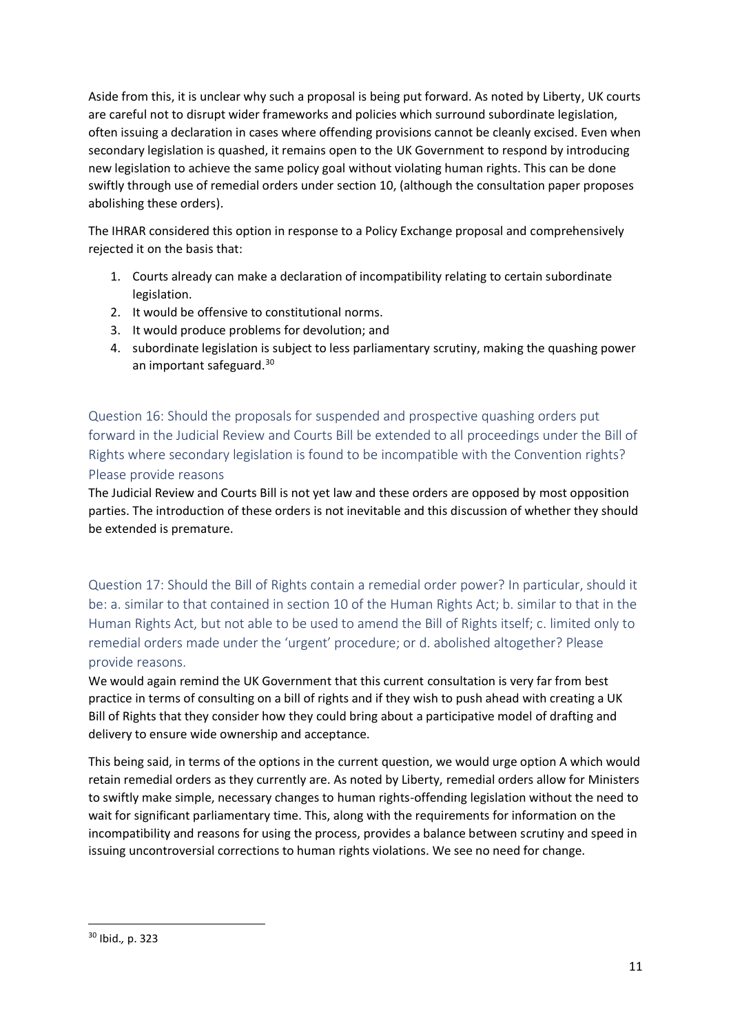Aside from this, it is unclear why such a proposal is being put forward. As noted by Liberty, UK courts are careful not to disrupt wider frameworks and policies which surround subordinate legislation, often issuing a declaration in cases where offending provisions cannot be cleanly excised. Even when secondary legislation is quashed, it remains open to the UK Government to respond by introducing new legislation to achieve the same policy goal without violating human rights. This can be done swiftly through use of remedial orders under section 10, (although the consultation paper proposes abolishing these orders).

The IHRAR considered this option in response to a Policy Exchange proposal and comprehensively rejected it on the basis that:

1. Courts already can make a declaration of incompatibility relating to certain subordinate legislation.
2. It would be offensive to constitutional norms.
3. It would produce problems for devolution; and
4. subordinate legislation is subject to less parliamentary scrutiny, making the quashing power an important safeguard.[30]

### Question 16: Should the proposals for suspended and prospective quashing orders put forward in the Judicial Review and Courts Bill be extended to all proceedings under the Bill of Rights where secondary legislation is found to be incompatible with the Convention rights? Please provide reasons

The Judicial Review and Courts Bill is not yet law and these orders are opposed by most opposition parties. The introduction of these orders is not inevitable and this discussion of whether they should be extended is premature.

### Question 17: Should the Bill of Rights contain a remedial order power? In particular, should it be: a. similar to that contained in section 10 of the Human Rights Act; b. similar to that in the Human Rights Act, but not able to be used to amend the Bill of Rights itself; c. limited only to remedial orders made under the 'urgent' procedure; or d. abolished altogether? Please provide reasons.

We would again remind the UK Government that this current consultation is very far from best practice in terms of consulting on a bill of rights and if they wish to push ahead with creating a UK Bill of Rights that they consider how they could bring about a participative model of drafting and delivery to ensure wide ownership and acceptance.

This being said, in terms of the options in the current question, we would urge option A which would retain remedial orders as they currently are. As noted by Liberty, remedial orders allow for Ministers to swiftly make simple, necessary changes to human rights-offending legislation without the need to wait for significant parliamentary time. This, along with the requirements for information on the incompatibility and reasons for using the process, provides a balance between scrutiny and speed in issuing uncontroversial corrections to human rights violations. We see no need for change.

---

[30] Ibid., p. 323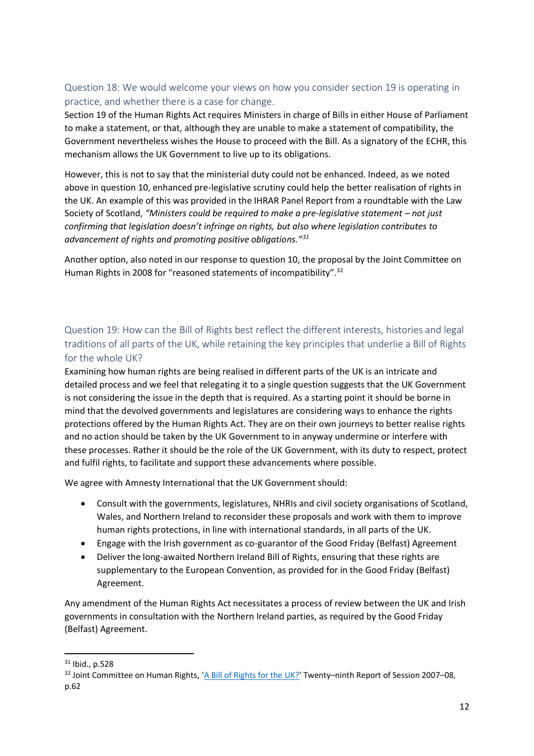### Question 18: We would welcome your views on how you consider section 19 is operating in practice, and whether there is a case for change.

Section 19 of the Human Rights Act requires Ministers in charge of Bills in either House of Parliament to make a statement, or that, although they are unable to make a statement of compatibility, the Government nevertheless wishes the House to proceed with the Bill. As a signatory of the ECHR, this mechanism allows the UK Government to live up to its obligations.

However, this is not to say that the ministerial duty could not be enhanced. Indeed, as we noted above in question 10, enhanced pre-legislative scrutiny could help the better realisation of rights in the UK. An example of this was provided in the IHRAR Panel Report from a roundtable with the Law Society of Scotland, *"Ministers could be required to make a pre-legislative statement – not just confirming that legislation doesn't infringe on rights, but also where legislation contributes to advancement of rights and promoting positive obligations."*[31]

Another option, also noted in our response to question 10, the proposal by the Joint Committee on Human Rights in 2008 for "reasoned statements of incompatibility".[32]

### Question 19: How can the Bill of Rights best reflect the different interests, histories and legal traditions of all parts of the UK, while retaining the key principles that underlie a Bill of Rights for the whole UK?

Examining how human rights are being realised in different parts of the UK is an intricate and detailed process and we feel that relegating it to a single question suggests that the UK Government is not considering the issue in the depth that is required. As a starting point it should be borne in mind that the devolved governments and legislatures are considering ways to enhance the rights protections offered by the Human Rights Act. They are on their own journeys to better realise rights and no action should be taken by the UK Government to in anyway undermine or interfere with these processes. Rather it should be the role of the UK Government, with its duty to respect, protect and fulfil rights, to facilitate and support these advancements where possible.

We agree with Amnesty International that the UK Government should:

- Consult with the governments, legislatures, NHRIs and civil society organisations of Scotland, Wales, and Northern Ireland to reconsider these proposals and work with them to improve human rights protections, in line with international standards, in all parts of the UK.
- Engage with the Irish government as co-guarantor of the Good Friday (Belfast) Agreement
- Deliver the long-awaited Northern Ireland Bill of Rights, ensuring that these rights are supplementary to the European Convention, as provided for in the Good Friday (Belfast) Agreement.

Any amendment of the Human Rights Act necessitates a process of review between the UK and Irish governments in consultation with the Northern Ireland parties, as required by the Good Friday (Belfast) Agreement.

---

[31] Ibid., p.528

[32] Joint Committee on Human Rights, '[A Bill of Rights for the UK?](#)' Twenty–ninth Report of Session 2007–08, p.62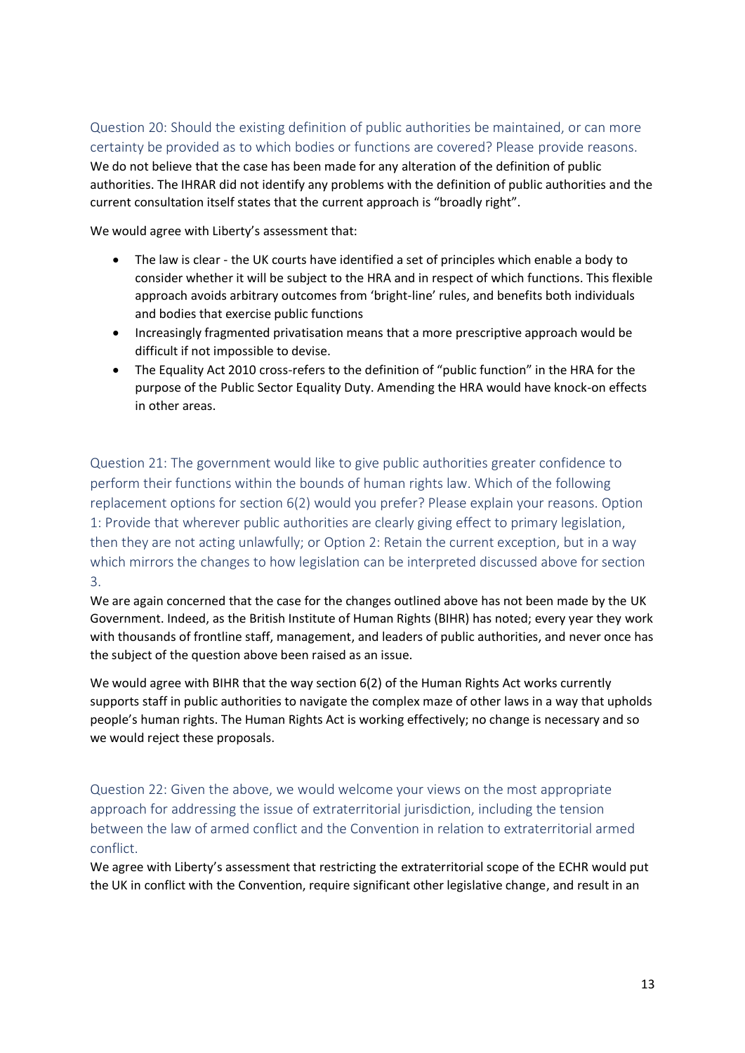### Question 20: Should the existing definition of public authorities be maintained, or can more certainty be provided as to which bodies or functions are covered? Please provide reasons.

We do not believe that the case has been made for any alteration of the definition of public authorities. The IHRAR did not identify any problems with the definition of public authorities and the current consultation itself states that the current approach is "broadly right".

We would agree with Liberty's assessment that:

- The law is clear - the UK courts have identified a set of principles which enable a body to consider whether it will be subject to the HRA and in respect of which functions. This flexible approach avoids arbitrary outcomes from 'bright-line' rules, and benefits both individuals and bodies that exercise public functions
- Increasingly fragmented privatisation means that a more prescriptive approach would be difficult if not impossible to devise.
- The Equality Act 2010 cross-refers to the definition of "public function" in the HRA for the purpose of the Public Sector Equality Duty. Amending the HRA would have knock-on effects in other areas.

### Question 21: The government would like to give public authorities greater confidence to perform their functions within the bounds of human rights law. Which of the following replacement options for section 6(2) would you prefer? Please explain your reasons. Option 1: Provide that wherever public authorities are clearly giving effect to primary legislation, then they are not acting unlawfully; or Option 2: Retain the current exception, but in a way which mirrors the changes to how legislation can be interpreted discussed above for section 3.

We are again concerned that the case for the changes outlined above has not been made by the UK Government. Indeed, as the British Institute of Human Rights (BIHR) has noted; every year they work with thousands of frontline staff, management, and leaders of public authorities, and never once has the subject of the question above been raised as an issue.

We would agree with BIHR that the way section 6(2) of the Human Rights Act works currently supports staff in public authorities to navigate the complex maze of other laws in a way that upholds people's human rights. The Human Rights Act is working effectively; no change is necessary and so we would reject these proposals.

### Question 22: Given the above, we would welcome your views on the most appropriate approach for addressing the issue of extraterritorial jurisdiction, including the tension between the law of armed conflict and the Convention in relation to extraterritorial armed conflict.

We agree with Liberty's assessment that restricting the extraterritorial scope of the ECHR would put the UK in conflict with the Convention, require significant other legislative change, and result in an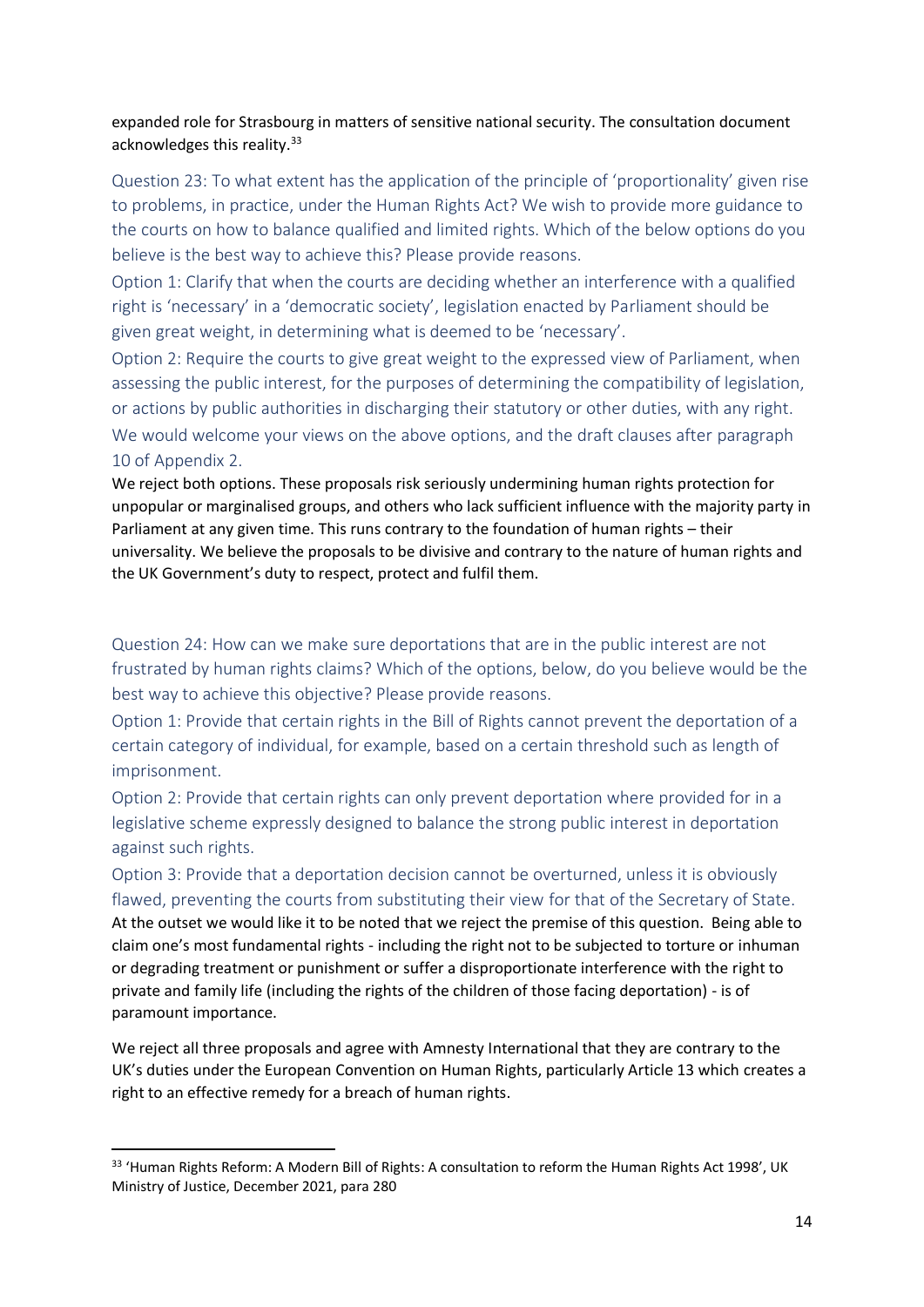expanded role for Strasbourg in matters of sensitive national security. The consultation document acknowledges this reality.[33]

Question 23: To what extent has the application of the principle of 'proportionality' given rise to problems, in practice, under the Human Rights Act? We wish to provide more guidance to the courts on how to balance qualified and limited rights. Which of the below options do you believe is the best way to achieve this? Please provide reasons.

Option 1: Clarify that when the courts are deciding whether an interference with a qualified right is 'necessary' in a 'democratic society', legislation enacted by Parliament should be given great weight, in determining what is deemed to be 'necessary'.

Option 2: Require the courts to give great weight to the expressed view of Parliament, when assessing the public interest, for the purposes of determining the compatibility of legislation, or actions by public authorities in discharging their statutory or other duties, with any right.

We would welcome your views on the above options, and the draft clauses after paragraph 10 of Appendix 2.

We reject both options. These proposals risk seriously undermining human rights protection for unpopular or marginalised groups, and others who lack sufficient influence with the majority party in Parliament at any given time. This runs contrary to the foundation of human rights – their universality. We believe the proposals to be divisive and contrary to the nature of human rights and the UK Government's duty to respect, protect and fulfil them.

Question 24: How can we make sure deportations that are in the public interest are not frustrated by human rights claims? Which of the options, below, do you believe would be the best way to achieve this objective? Please provide reasons.

Option 1: Provide that certain rights in the Bill of Rights cannot prevent the deportation of a certain category of individual, for example, based on a certain threshold such as length of imprisonment.

Option 2: Provide that certain rights can only prevent deportation where provided for in a legislative scheme expressly designed to balance the strong public interest in deportation against such rights.

Option 3: Provide that a deportation decision cannot be overturned, unless it is obviously flawed, preventing the courts from substituting their view for that of the Secretary of State.

At the outset we would like it to be noted that we reject the premise of this question. Being able to claim one's most fundamental rights - including the right not to be subjected to torture or inhuman or degrading treatment or punishment or suffer a disproportionate interference with the right to private and family life (including the rights of the children of those facing deportation) - is of paramount importance.

We reject all three proposals and agree with Amnesty International that they are contrary to the UK's duties under the European Convention on Human Rights, particularly Article 13 which creates a right to an effective remedy for a breach of human rights.

---

[33] 'Human Rights Reform: A Modern Bill of Rights: A consultation to reform the Human Rights Act 1998', UK Ministry of Justice, December 2021, para 280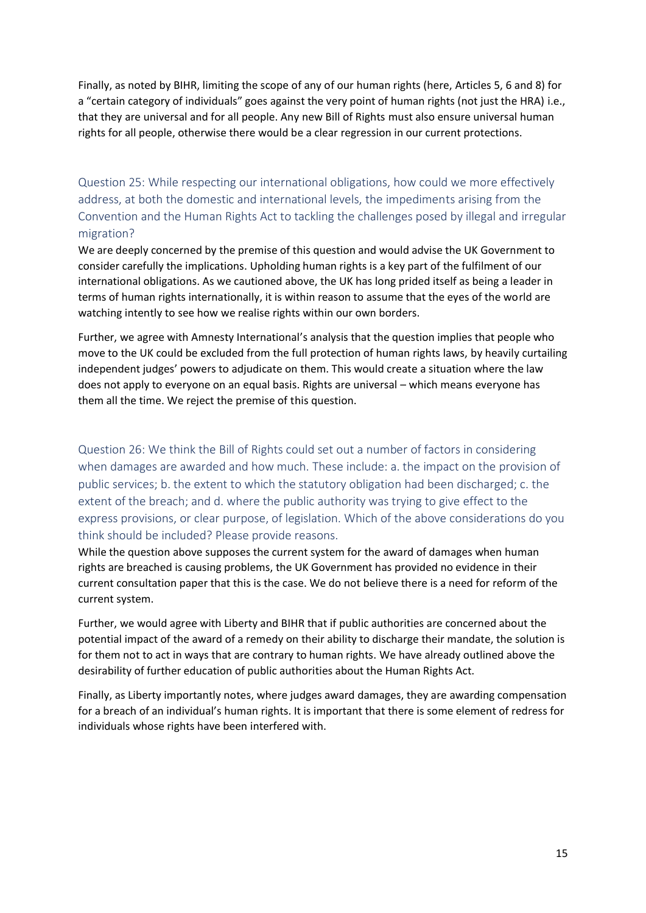Finally, as noted by BIHR, limiting the scope of any of our human rights (here, Articles 5, 6 and 8) for a "certain category of individuals" goes against the very point of human rights (not just the HRA) i.e., that they are universal and for all people. Any new Bill of Rights must also ensure universal human rights for all people, otherwise there would be a clear regression in our current protections.

### Question 25: While respecting our international obligations, how could we more effectively address, at both the domestic and international levels, the impediments arising from the Convention and the Human Rights Act to tackling the challenges posed by illegal and irregular migration?

We are deeply concerned by the premise of this question and would advise the UK Government to consider carefully the implications. Upholding human rights is a key part of the fulfilment of our international obligations. As we cautioned above, the UK has long prided itself as being a leader in terms of human rights internationally, it is within reason to assume that the eyes of the world are watching intently to see how we realise rights within our own borders.

Further, we agree with Amnesty International's analysis that the question implies that people who move to the UK could be excluded from the full protection of human rights laws, by heavily curtailing independent judges' powers to adjudicate on them. This would create a situation where the law does not apply to everyone on an equal basis. Rights are universal – which means everyone has them all the time. We reject the premise of this question.

### Question 26: We think the Bill of Rights could set out a number of factors in considering when damages are awarded and how much. These include: a. the impact on the provision of public services; b. the extent to which the statutory obligation had been discharged; c. the extent of the breach; and d. where the public authority was trying to give effect to the express provisions, or clear purpose, of legislation. Which of the above considerations do you think should be included? Please provide reasons.

While the question above supposes the current system for the award of damages when human rights are breached is causing problems, the UK Government has provided no evidence in their current consultation paper that this is the case. We do not believe there is a need for reform of the current system.

Further, we would agree with Liberty and BIHR that if public authorities are concerned about the potential impact of the award of a remedy on their ability to discharge their mandate, the solution is for them not to act in ways that are contrary to human rights. We have already outlined above the desirability of further education of public authorities about the Human Rights Act.

Finally, as Liberty importantly notes, where judges award damages, they are awarding compensation for a breach of an individual's human rights. It is important that there is some element of redress for individuals whose rights have been interfered with.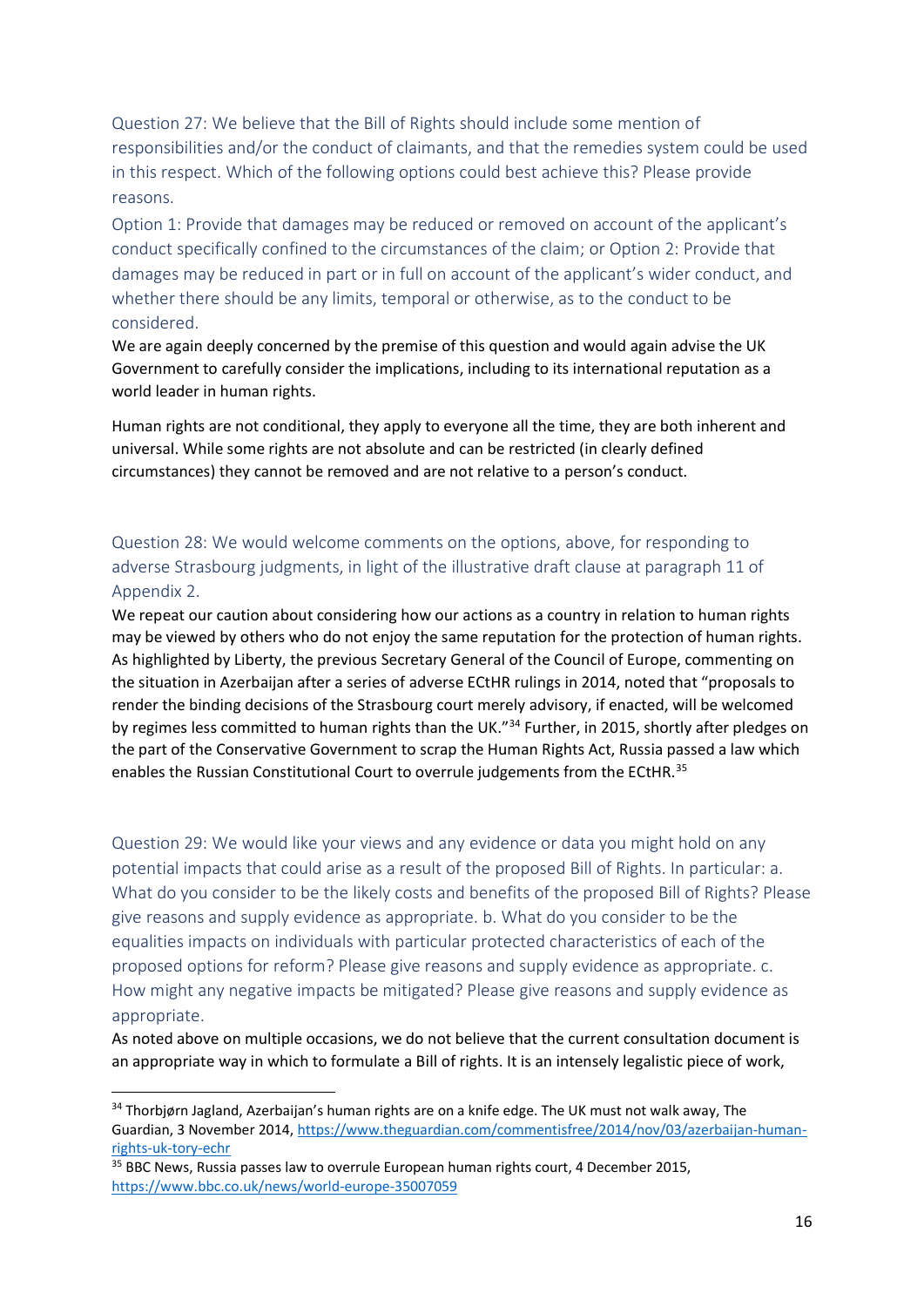### Question 27: We believe that the Bill of Rights should include some mention of responsibilities and/or the conduct of claimants, and that the remedies system could be used in this respect. Which of the following options could best achieve this? Please provide reasons.

### Option 1: Provide that damages may be reduced or removed on account of the applicant's conduct specifically confined to the circumstances of the claim; or Option 2: Provide that damages may be reduced in part or in full on account of the applicant's wider conduct, and whether there should be any limits, temporal or otherwise, as to the conduct to be considered.

We are again deeply concerned by the premise of this question and would again advise the UK Government to carefully consider the implications, including to its international reputation as a world leader in human rights.

Human rights are not conditional, they apply to everyone all the time, they are both inherent and universal. While some rights are not absolute and can be restricted (in clearly defined circumstances) they cannot be removed and are not relative to a person's conduct.

### Question 28: We would welcome comments on the options, above, for responding to adverse Strasbourg judgments, in light of the illustrative draft clause at paragraph 11 of Appendix 2.

We repeat our caution about considering how our actions as a country in relation to human rights may be viewed by others who do not enjoy the same reputation for the protection of human rights. As highlighted by Liberty, the previous Secretary General of the Council of Europe, commenting on the situation in Azerbaijan after a series of adverse ECtHR rulings in 2014, noted that "proposals to render the binding decisions of the Strasbourg court merely advisory, if enacted, will be welcomed by regimes less committed to human rights than the UK."[34] Further, in 2015, shortly after pledges on the part of the Conservative Government to scrap the Human Rights Act, Russia passed a law which enables the Russian Constitutional Court to overrule judgements from the ECtHR.[35]

### Question 29: We would like your views and any evidence or data you might hold on any potential impacts that could arise as a result of the proposed Bill of Rights. In particular: a. What do you consider to be the likely costs and benefits of the proposed Bill of Rights? Please give reasons and supply evidence as appropriate. b. What do you consider to be the equalities impacts on individuals with particular protected characteristics of each of the proposed options for reform? Please give reasons and supply evidence as appropriate. c. How might any negative impacts be mitigated? Please give reasons and supply evidence as appropriate.

As noted above on multiple occasions, we do not believe that the current consultation document is an appropriate way in which to formulate a Bill of rights. It is an intensely legalistic piece of work,

---

[34] Thorbjørn Jagland, Azerbaijan's human rights are on a knife edge. The UK must not walk away, The Guardian, 3 November 2014, https://www.theguardian.com/commentisfree/2014/nov/03/azerbaijan-human-rights-uk-tory-echr

[35] BBC News, Russia passes law to overrule European human rights court, 4 December 2015, https://www.bbc.co.uk/news/world-europe-35007059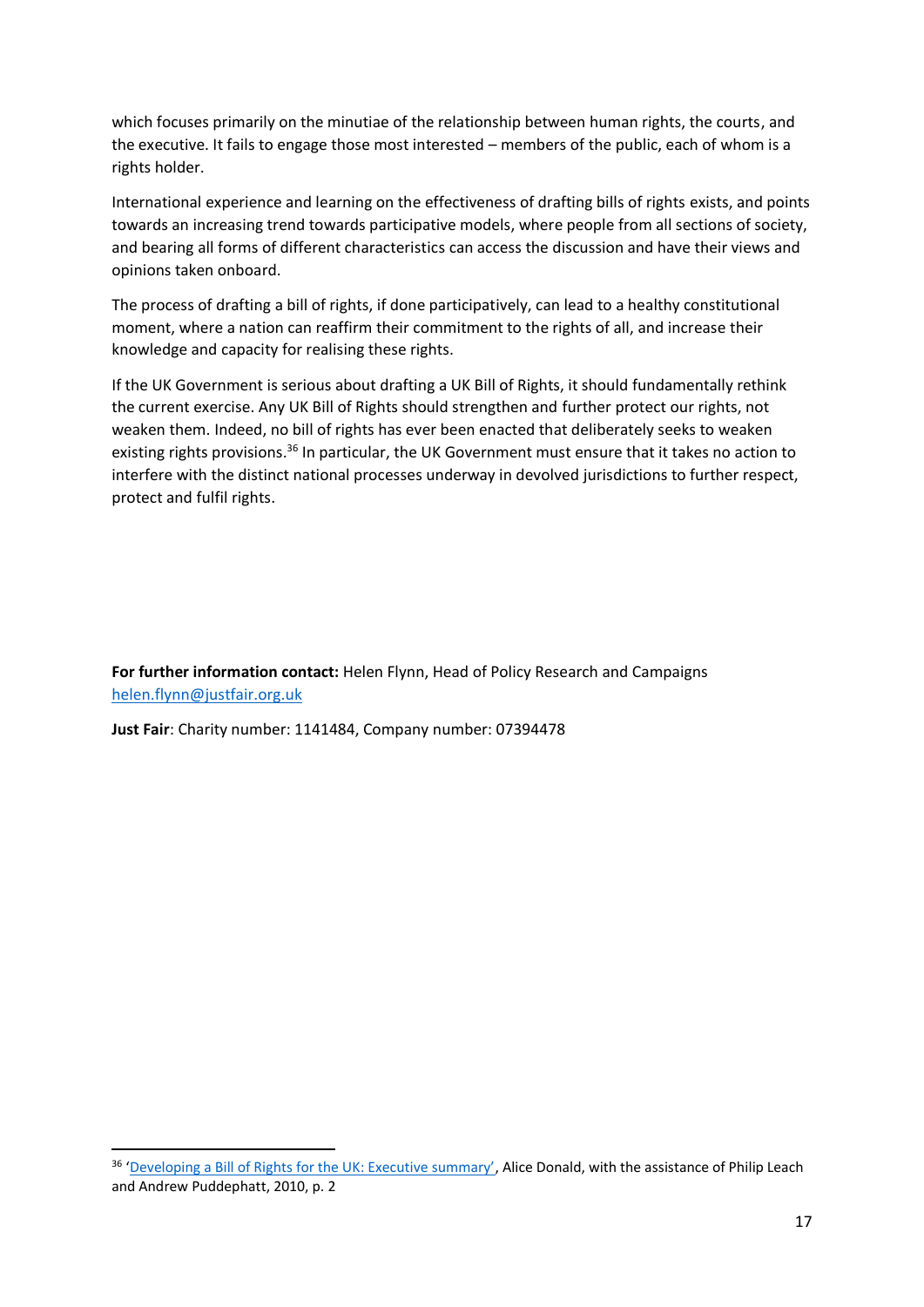which focuses primarily on the minutiae of the relationship between human rights, the courts, and the executive. It fails to engage those most interested – members of the public, each of whom is a rights holder.

International experience and learning on the effectiveness of drafting bills of rights exists, and points towards an increasing trend towards participative models, where people from all sections of society, and bearing all forms of different characteristics can access the discussion and have their views and opinions taken onboard.

The process of drafting a bill of rights, if done participatively, can lead to a healthy constitutional moment, where a nation can reaffirm their commitment to the rights of all, and increase their knowledge and capacity for realising these rights.

If the UK Government is serious about drafting a UK Bill of Rights, it should fundamentally rethink the current exercise. Any UK Bill of Rights should strengthen and further protect our rights, not weaken them. Indeed, no bill of rights has ever been enacted that deliberately seeks to weaken existing rights provisions.[36] In particular, the UK Government must ensure that it takes no action to interfere with the distinct national processes underway in devolved jurisdictions to further respect, protect and fulfil rights.

**For further information contact:** Helen Flynn, Head of Policy Research and Campaigns
helen.flynn@justfair.org.uk

**Just Fair**: Charity number: 1141484, Company number: 07394478

---

[36] 'Developing a Bill of Rights for the UK: Executive summary', Alice Donald, with the assistance of Philip Leach and Andrew Puddephatt, 2010, p. 2